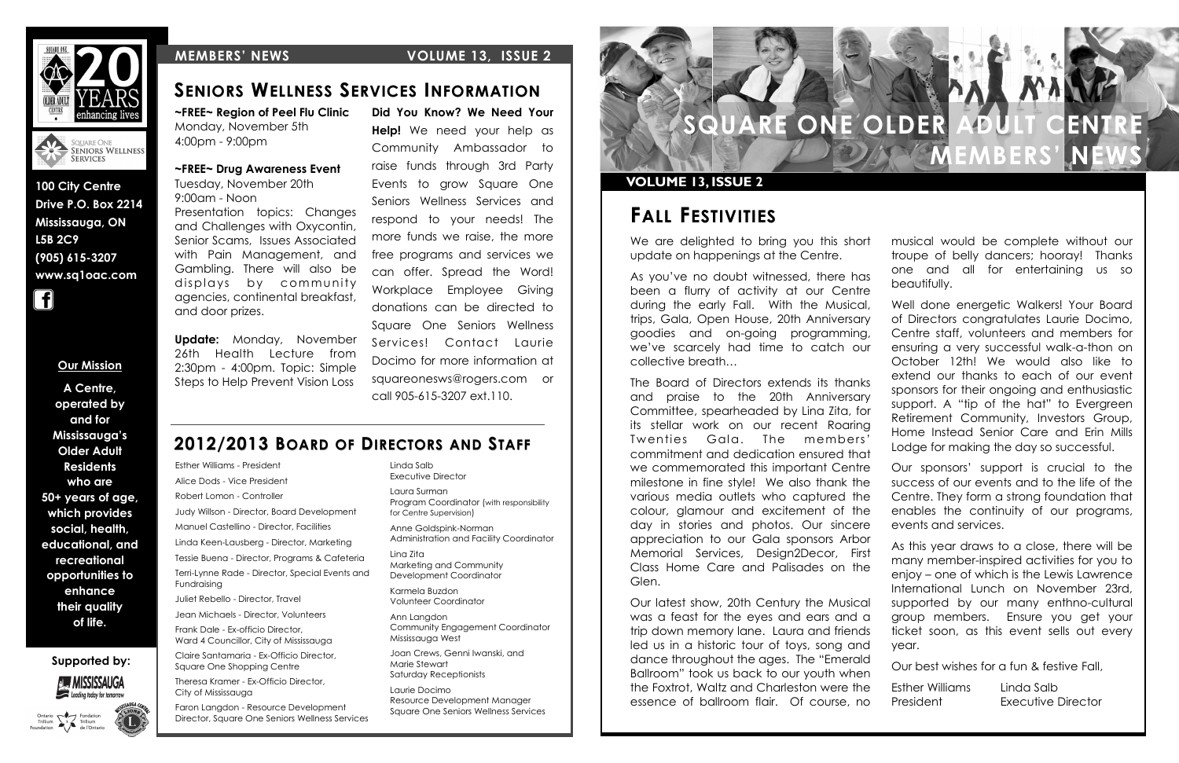100 City Centre Drive P.O. Box 2214
Mississauga, ON
L5B 2C9
(905) 615-3207
www.sq1oac.com

**Our Mission**

**A Centre, operated by and for Mississauga's Older Adult Residents who are 50+ years of age, which provides social, health, educational, and recreational opportunities to enhance their quality of life.**

**Supported by:**

# Seniors Wellness Services Information

**~FREE~ Region of Peel Flu Clinic**
Monday, November 5th
4:00pm - 9:00pm

**~FREE~ Drug Awareness Event**
Tuesday, November 20th
9:00am - Noon
Presentation topics: Changes and Challenges with Oxycontin, Senior Scams, Issues Associated with Pain Management, and Gambling. There will also be displays by community agencies, continental breakfast, and door prizes.

**Update:** Monday, November 26th Health Lecture from 2:30pm - 4:00pm. Topic: Simple Steps to Help Prevent Vision Loss

**Did You Know? We Need Your Help!** We need your help as Community Ambassador to raise funds through 3rd Party Events to grow Square One Seniors Wellness Services and respond to your needs! The more funds we raise, the more free programs and services we can offer. Spread the Word! Workplace Employee Giving donations can be directed to Square One Seniors Wellness Services! Contact Laurie Docimo for more information at squareonesws@rogers.com or call 905-615-3207 ext.110.

# 2012/2013 Board of Directors and Staff

Esther Williams - President
Alice Dods - Vice President
Robert Lomon - Controller
Judy Willson - Director, Board Development
Manuel Castellino - Director, Facilities
Linda Keen-Lausberg - Director, Marketing
Tessie Buena - Director, Programs & Cafeteria
Terri-Lynne Rade - Director, Special Events and Fundraising
Juliet Rebello - Director, Travel
Jean Michaels - Director, Volunteers
Frank Dale - Ex-officio Director, Ward 4 Councillor, City of Mississauga
Claire Santamaria - Ex-Officio Director, Square One Shopping Centre
Theresa Kramer - Ex-Officio Director, City of Mississauga
Faron Langdon - Resource Development Director, Square One Seniors Wellness Services

Linda Salb
Executive Director

Laura Surman
Program Coordinator (with responsibility for Centre Supervision)

Anne Goldspink-Norman
Administration and Facility Coordinator

Lina Zita
Marketing and Community Development Coordinator

Karmela Buzdon
Volunteer Coordinator

Ann Langdon
Community Engagement Coordinator Mississauga West

Joan Crews, Genni Iwanski, and Marie Stewart
Saturday Receptionists

Laurie Docimo
Resource Development Manager Square One Seniors Wellness Services

# Square One Older Adult Centre Members' News

**Volume 13, Issue 2**

## Fall Festivities

We are delighted to bring you this short update on happenings at the Centre.

As you've no doubt witnessed, there has been a flurry of activity at our Centre during the early Fall. With the Musical, trips, Gala, Open House, 20th Anniversary goodies and on-going programming, we've scarcely had time to catch our collective breath…

The Board of Directors extends its thanks and praise to the 20th Anniversary Committee, spearheaded by Lina Zita, for its stellar work on our recent Roaring Twenties Gala. The members' commitment and dedication ensured that we commemorated this important Centre milestone in fine style! We also thank the various media outlets who captured the colour, glamour and excitement of the day in stories and photos. Our sincere appreciation to our Gala sponsors Arbor Memorial Services, Design2Decor, First Class Home Care and Palisades on the Glen.

Our latest show, 20th Century the Musical was a feast for the eyes and ears and a trip down memory lane. Laura and friends led us in a historic tour of toys, song and dance throughout the ages. The "Emerald Ballroom" took us back to our youth when the Foxtrot, Waltz and Charleston were the essence of ballroom flair. Of course, no musical would be complete without our troupe of belly dancers; hooray! Thanks one and all for entertaining us so beautifully.

Well done energetic Walkers! Your Board of Directors congratulates Laurie Docimo, Centre staff, volunteers and members for ensuring a very successful walk-a-thon on October 12th! We would also like to extend our thanks to each of our event sponsors for their ongoing and enthusiastic support. A "tip of the hat" to Evergreen Retirement Community, Investors Group, Home Instead Senior Care and Erin Mills Lodge for making the day so successful.

Our sponsors' support is crucial to the success of our events and to the life of the Centre. They form a strong foundation that enables the continuity of our programs, events and services.

As this year draws to a close, there will be many member-inspired activities for you to enjoy – one of which is the Lewis Lawrence International Lunch on November 23rd, supported by our many enthno-cultural group members. Ensure you get your ticket soon, as this event sells out every year.

Our best wishes for a fun & festive Fall,

Esther Williams
President

Linda Salb
Executive Director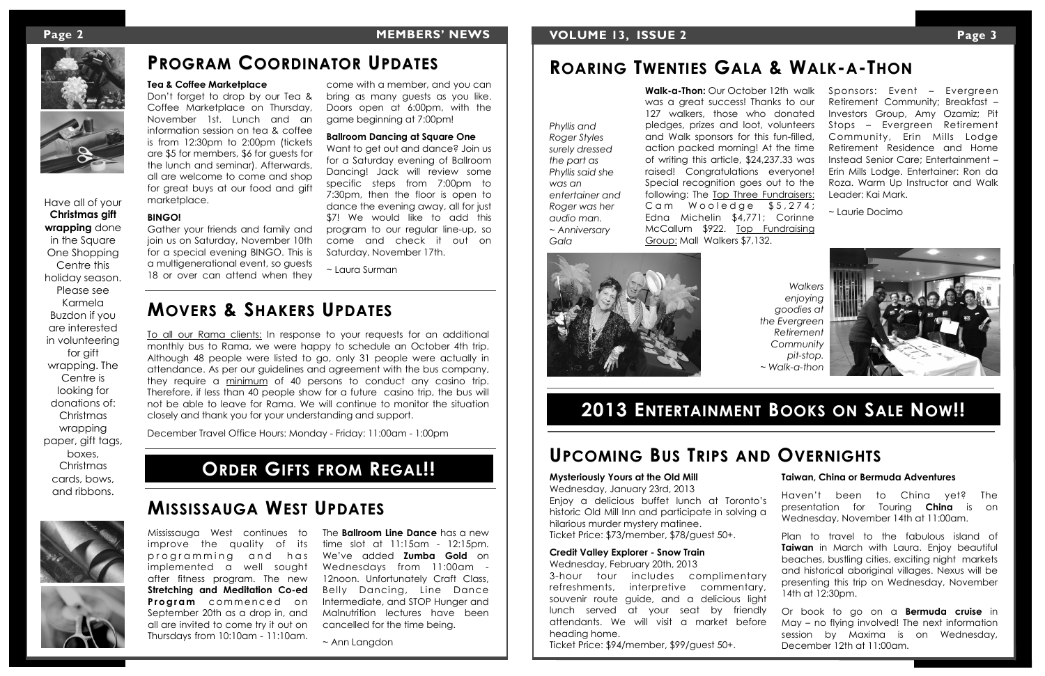# Program Coordinator Updates

**Tea & Coffee Marketplace**

Don't forget to drop by our Tea & Coffee Marketplace on Thursday, November 1st. Lunch and an information session on tea & coffee is from 12:30pm to 2:00pm (tickets are $5 for members, $6 for guests for the lunch and seminar). Afterwards, all are welcome to come and shop for great buys at our food and gift marketplace.

**BINGO!**

Gather your friends and family and join us on Saturday, November 10th for a special evening BINGO. This is a multigenerational event, so guests 18 or over can attend when they come with a member, and you can bring as many guests as you like. Doors open at 6:00pm, with the game beginning at 7:00pm!

**Ballroom Dancing at Square One**

Want to get out and dance? Join us for a Saturday evening of Ballroom Dancing! Jack will review some specific steps from 7:00pm to 7:30pm, then the floor is open to dance the evening away, all for just $7! We would like to add this program to our regular line-up, so come and check it out on Saturday, November 17th.

~ Laura Surman

Have all of your **Christmas gift wrapping** done in the Square One Shopping Centre this holiday season. Please see Karmela Buzdon if you are interested in volunteering for gift wrapping. The Centre is looking for donations of: Christmas wrapping paper, gift tags, boxes, Christmas cards, bows, and ribbons.

# Movers & Shakers Updates

To all our Rama clients: In response to your requests for an additional monthly bus to Rama, we were happy to schedule an October 4th trip. Although 48 people were listed to go, only 31 people were actually in attendance. As per our guidelines and agreement with the bus company, they require a minimum of 40 persons to conduct any casino trip. Therefore, if less than 40 people show for a future casino trip, the bus will not be able to leave for Rama. We will continue to monitor the situation closely and thank you for your understanding and support.

December Travel Office Hours: Monday - Friday: 11:00am - 1:00pm

# Order Gifts from Regal!!

# Mississauga West Updates

Mississauga West continues to improve the quality of its programming and has implemented a well sought after fitness program. The new **Stretching and Meditation Co-ed Program** commenced on September 20th as a drop in, and all are invited to come try it out on Thursdays from 10:10am - 11:10am.

The **Ballroom Line Dance** has a new time slot at 11:15am - 12:15pm. We've added **Zumba Gold** on Wednesdays from 11:00am - 12noon. Unfortunately Craft Class, Belly Dancing, Line Dance Intermediate, and STOP Hunger and Malnutrition lectures have been cancelled for the time being.

~ Ann Langdon

# Roaring Twenties Gala & Walk-a-Thon

*Phyllis and Roger Styles surely dressed the part as Phyllis said she was an entertainer and Roger was her audio man. ~ Anniversary Gala*

**Walk-a-Thon:** Our October 12th walk was a great success! Thanks to our 127 walkers, those who donated pledges, prizes and loot, volunteers and Walk sponsors for this fun-filled, action packed morning! At the time of writing this article, $24,237.33 was raised! Congratulations everyone! Special recognition goes out to the following: The Top Three Fundraisers: Cam Wooledge $5,274; Edna Michelin $4,771; Corinne McCallum $922. Top Fundraising Group: Mall Walkers $7,132.

Sponsors: Event – Evergreen Retirement Community; Breakfast – Investors Group, Amy Ozamiz; Pit Stops – Evergreen Retirement Community, Erin Mills Lodge Retirement Residence and Home Instead Senior Care; Entertainment – Erin Mills Lodge. Entertainer: Ron da Roza. Warm Up Instructor and Walk Leader: Kai Mark.

~ Laurie Docimo

*Walkers enjoying goodies at the Evergreen Retirement Community pit-stop. ~ Walk-a-thon*

# 2013 Entertainment Books on Sale Now!!

# Upcoming Bus Trips and Overnights

**Mysteriously Yours at the Old Mill**

Wednesday, January 23rd, 2013

Enjoy a delicious buffet lunch at Toronto's historic Old Mill Inn and participate in solving a hilarious murder mystery matinee.

Ticket Price: $73/member, $78/guest 50+.

**Credit Valley Explorer - Snow Train**

Wednesday, February 20th, 2013

3-hour tour includes complimentary refreshments, interpretive commentary, souvenir route guide, and a delicious light lunch served at your seat by friendly attendants. We will visit a market before heading home.

Ticket Price: $94/member, $99/guest 50+.

**Taiwan, China or Bermuda Adventures**

Haven't been to China yet? The presentation for Touring **China** is on Wednesday, November 14th at 11:00am.

Plan to travel to the fabulous island of **Taiwan** in March with Laura. Enjoy beautiful beaches, bustling cities, exciting night markets and historical aboriginal villages. Nexus will be presenting this trip on Wednesday, November 14th at 12:30pm.

Or book to go on a **Bermuda cruise** in May – no flying involved! The next information session by Maxima is on Wednesday, December 12th at 11:00am.